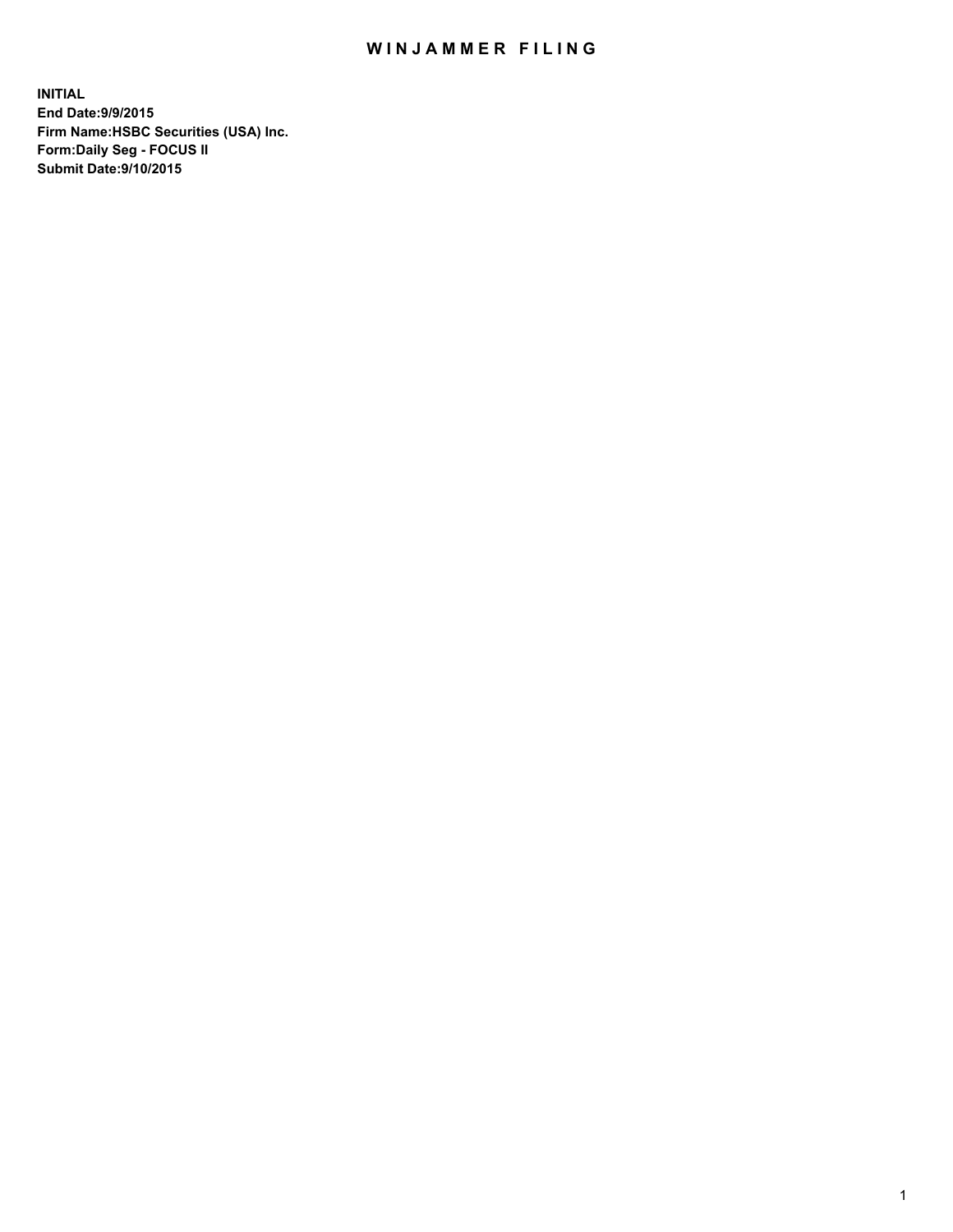# WINJAMMER FILING

**INITIAL**
**End Date:9/9/2015**
**Firm Name:HSBC Securities (USA) Inc.**
**Form:Daily Seg - FOCUS II**
**Submit Date:9/10/2015**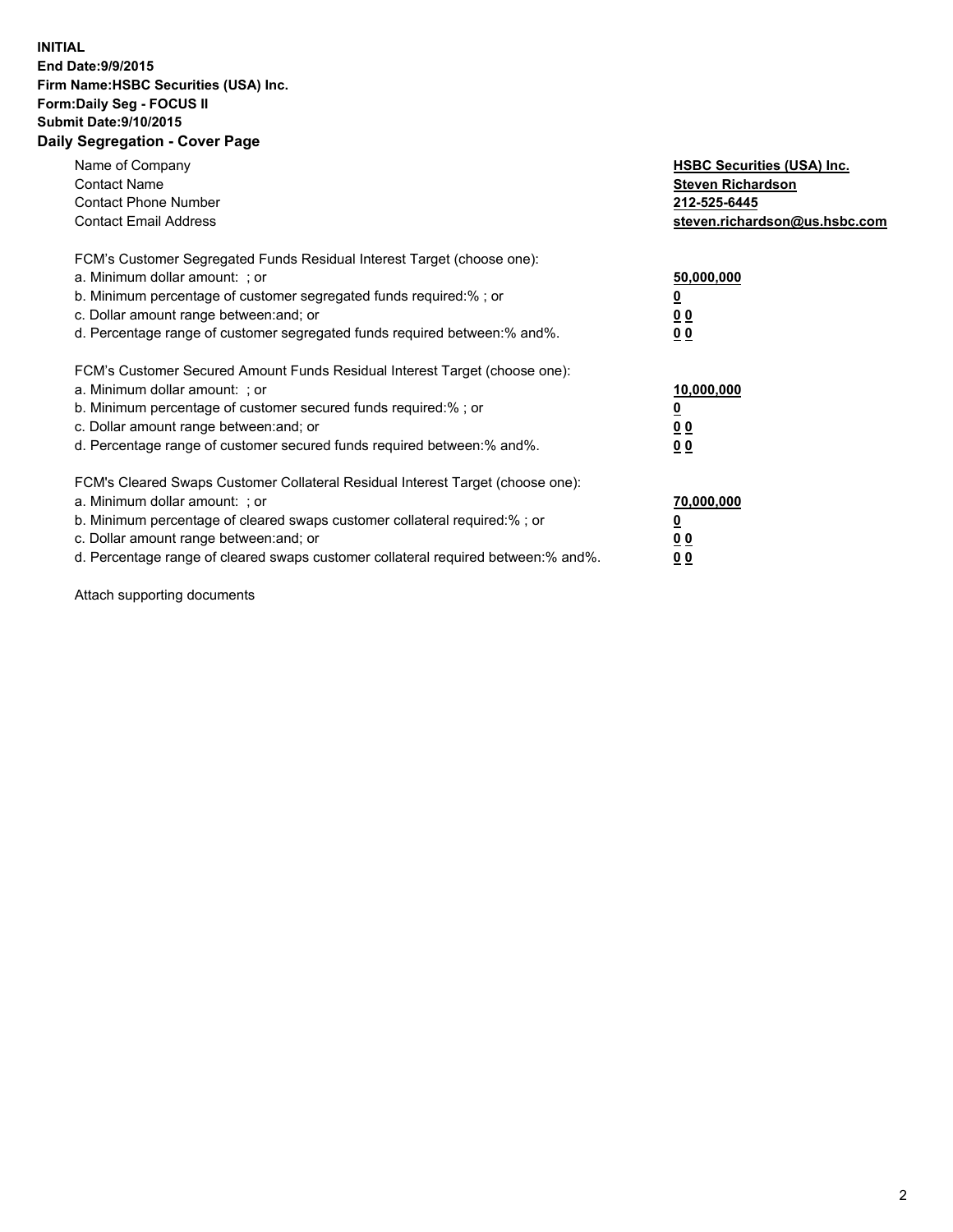**INITIAL**
**End Date:9/9/2015**
**Firm Name:HSBC Securities (USA) Inc.**
**Form:Daily Seg - FOCUS II**
**Submit Date:9/10/2015**

## Daily Segregation - Cover Page

| | |
|---|---|
| Name of Company | **HSBC Securities (USA) Inc.** |
| Contact Name | **Steven Richardson** |
| Contact Phone Number | **212-525-6445** |
| Contact Email Address | **steven.richardson@us.hsbc.com** |

| | |
|---|---|
| FCM's Customer Segregated Funds Residual Interest Target (choose one): | |
| a. Minimum dollar amount: ; or | **50,000,000** |
| b. Minimum percentage of customer segregated funds required:% ; or | **0** |
| c. Dollar amount range between:and; or | **0 0** |
| d. Percentage range of customer segregated funds required between:% and%. | **0 0** |

| | |
|---|---|
| FCM's Customer Secured Amount Funds Residual Interest Target (choose one): | |
| a. Minimum dollar amount: ; or | **10,000,000** |
| b. Minimum percentage of customer secured funds required:% ; or | **0** |
| c. Dollar amount range between:and; or | **0 0** |
| d. Percentage range of customer secured funds required between:% and%. | **0 0** |

| | |
|---|---|
| FCM's Cleared Swaps Customer Collateral Residual Interest Target (choose one): | |
| a. Minimum dollar amount: ; or | **70,000,000** |
| b. Minimum percentage of cleared swaps customer collateral required:% ; or | **0** |
| c. Dollar amount range between:and; or | **0 0** |
| d. Percentage range of cleared swaps customer collateral required between:% and%. | **0 0** |

Attach supporting documents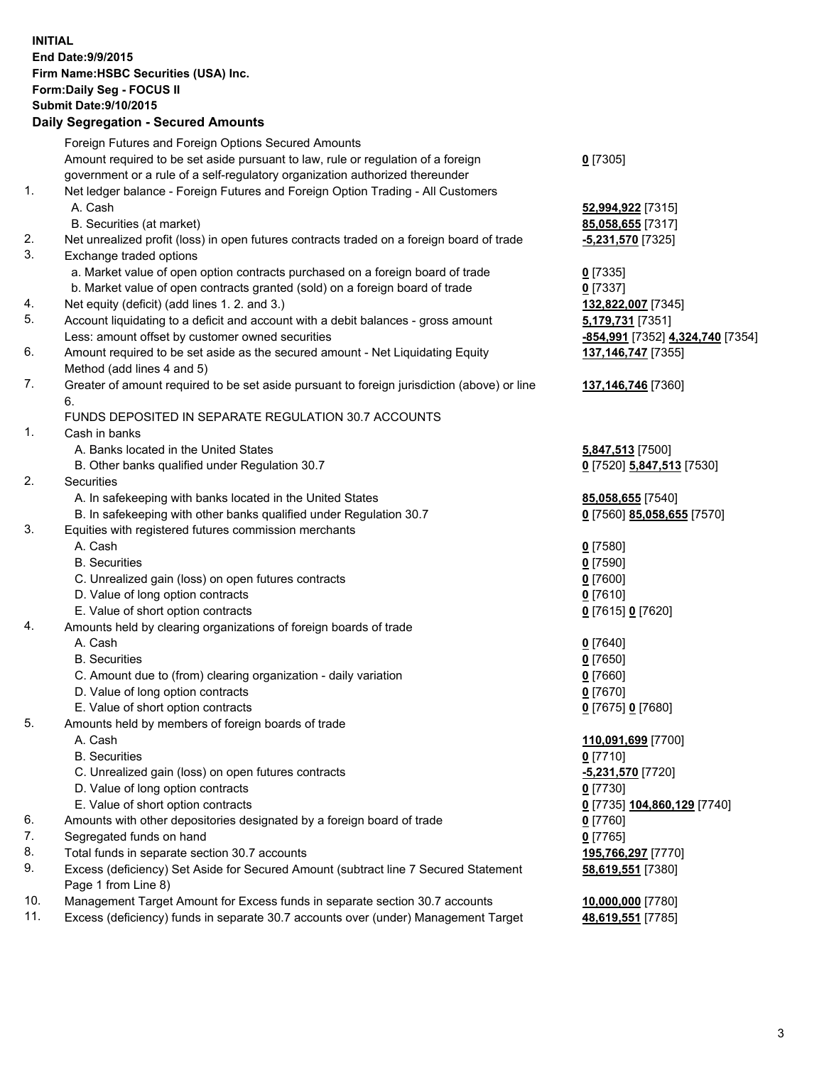**INITIAL**
**End Date:9/9/2015**
**Firm Name:HSBC Securities (USA) Inc.**
**Form:Daily Seg - FOCUS II**
**Submit Date:9/10/2015**

## Daily Segregation - Secured Amounts

| | | |
|---|---|---|
| | Foreign Futures and Foreign Options Secured Amounts | |
| | Amount required to be set aside pursuant to law, rule or regulation of a foreign government or a rule of a self-regulatory organization authorized thereunder | **0** [7305] |
| 1. | Net ledger balance - Foreign Futures and Foreign Option Trading - All Customers | |
| | A. Cash | **52,994,922** [7315] |
| | B. Securities (at market) | **85,058,655** [7317] |
| 2. | Net unrealized profit (loss) in open futures contracts traded on a foreign board of trade | **-5,231,570** [7325] |
| 3. | Exchange traded options | |
| | a. Market value of open option contracts purchased on a foreign board of trade | **0** [7335] |
| | b. Market value of open contracts granted (sold) on a foreign board of trade | **0** [7337] |
| 4. | Net equity (deficit) (add lines 1. 2. and 3.) | **132,822,007** [7345] |
| 5. | Account liquidating to a deficit and account with a debit balances - gross amount | **5,179,731** [7351] |
| | Less: amount offset by customer owned securities | **-854,991** [7352] **4,324,740** [7354] |
| 6. | Amount required to be set aside as the secured amount - Net Liquidating Equity Method (add lines 4 and 5) | **137,146,747** [7355] |
| 7. | Greater of amount required to be set aside pursuant to foreign jurisdiction (above) or line 6. | **137,146,746** [7360] |
| | FUNDS DEPOSITED IN SEPARATE REGULATION 30.7 ACCOUNTS | |
| 1. | Cash in banks | |
| | A. Banks located in the United States | **5,847,513** [7500] |
| | B. Other banks qualified under Regulation 30.7 | **0** [7520] **5,847,513** [7530] |
| 2. | Securities | |
| | A. In safekeeping with banks located in the United States | **85,058,655** [7540] |
| | B. In safekeeping with other banks qualified under Regulation 30.7 | **0** [7560] **85,058,655** [7570] |
| 3. | Equities with registered futures commission merchants | |
| | A. Cash | **0** [7580] |
| | B. Securities | **0** [7590] |
| | C. Unrealized gain (loss) on open futures contracts | **0** [7600] |
| | D. Value of long option contracts | **0** [7610] |
| | E. Value of short option contracts | **0** [7615] **0** [7620] |
| 4. | Amounts held by clearing organizations of foreign boards of trade | |
| | A. Cash | **0** [7640] |
| | B. Securities | **0** [7650] |
| | C. Amount due to (from) clearing organization - daily variation | **0** [7660] |
| | D. Value of long option contracts | **0** [7670] |
| | E. Value of short option contracts | **0** [7675] **0** [7680] |
| 5. | Amounts held by members of foreign boards of trade | |
| | A. Cash | **110,091,699** [7700] |
| | B. Securities | **0** [7710] |
| | C. Unrealized gain (loss) on open futures contracts | **-5,231,570** [7720] |
| | D. Value of long option contracts | **0** [7730] |
| | E. Value of short option contracts | **0** [7735] **104,860,129** [7740] |
| 6. | Amounts with other depositories designated by a foreign board of trade | **0** [7760] |
| 7. | Segregated funds on hand | **0** [7765] |
| 8. | Total funds in separate section 30.7 accounts | **195,766,297** [7770] |
| 9. | Excess (deficiency) Set Aside for Secured Amount (subtract line 7 Secured Statement Page 1 from Line 8) | **58,619,551** [7380] |
| 10. | Management Target Amount for Excess funds in separate section 30.7 accounts | **10,000,000** [7780] |
| 11. | Excess (deficiency) funds in separate 30.7 accounts over (under) Management Target | **48,619,551** [7785] |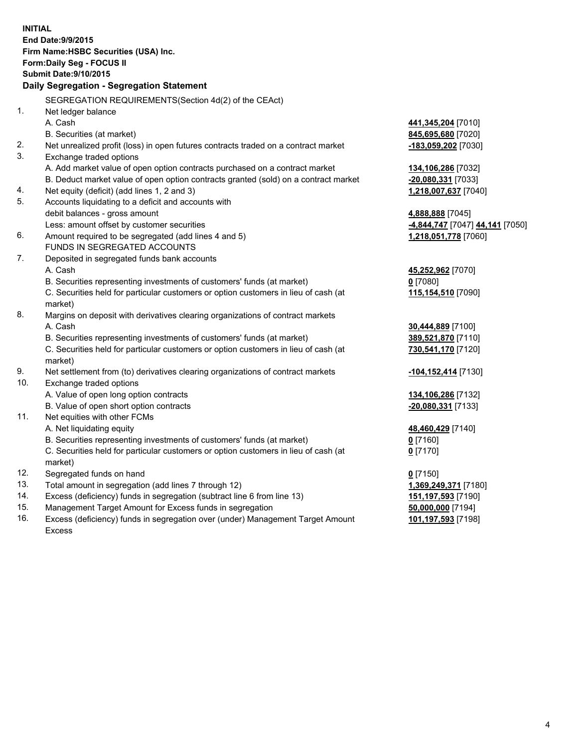**INITIAL**
**End Date:9/9/2015**
**Firm Name:HSBC Securities (USA) Inc.**
**Form:Daily Seg - FOCUS II**
**Submit Date:9/10/2015**

## Daily Segregation - Segregation Statement

SEGREGATION REQUIREMENTS(Section 4d(2) of the CEAct)

| | | |
|---|---|---|
| 1. | Net ledger balance | |
| | A. Cash | **441,345,204** [7010] |
| | B. Securities (at market) | **845,695,680** [7020] |
| 2. | Net unrealized profit (loss) in open futures contracts traded on a contract market | **-183,059,202** [7030] |
| 3. | Exchange traded options | |
| | A. Add market value of open option contracts purchased on a contract market | **134,106,286** [7032] |
| | B. Deduct market value of open option contracts granted (sold) on a contract market | **-20,080,331** [7033] |
| 4. | Net equity (deficit) (add lines 1, 2 and 3) | **1,218,007,637** [7040] |
| 5. | Accounts liquidating to a deficit and accounts with debit balances - gross amount | **4,888,888** [7045] |
| | Less: amount offset by customer securities | **-4,844,747** [7047] **44,141** [7050] |
| 6. | Amount required to be segregated (add lines 4 and 5) | **1,218,051,778** [7060] |
| | FUNDS IN SEGREGATED ACCOUNTS | |
| 7. | Deposited in segregated funds bank accounts | |
| | A. Cash | **45,252,962** [7070] |
| | B. Securities representing investments of customers' funds (at market) | **0** [7080] |
| | C. Securities held for particular customers or option customers in lieu of cash (at market) | **115,154,510** [7090] |
| 8. | Margins on deposit with derivatives clearing organizations of contract markets | |
| | A. Cash | **30,444,889** [7100] |
| | B. Securities representing investments of customers' funds (at market) | **389,521,870** [7110] |
| | C. Securities held for particular customers or option customers in lieu of cash (at market) | **730,541,170** [7120] |
| 9. | Net settlement from (to) derivatives clearing organizations of contract markets | **-104,152,414** [7130] |
| 10. | Exchange traded options | |
| | A. Value of open long option contracts | **134,106,286** [7132] |
| | B. Value of open short option contracts | **-20,080,331** [7133] |
| 11. | Net equities with other FCMs | |
| | A. Net liquidating equity | **48,460,429** [7140] |
| | B. Securities representing investments of customers' funds (at market) | **0** [7160] |
| | C. Securities held for particular customers or option customers in lieu of cash (at market) | **0** [7170] |
| 12. | Segregated funds on hand | **0** [7150] |
| 13. | Total amount in segregation (add lines 7 through 12) | **1,369,249,371** [7180] |
| 14. | Excess (deficiency) funds in segregation (subtract line 6 from line 13) | **151,197,593** [7190] |
| 15. | Management Target Amount for Excess funds in segregation | **50,000,000** [7194] |
| 16. | Excess (deficiency) funds in segregation over (under) Management Target Amount Excess | **101,197,593** [7198] |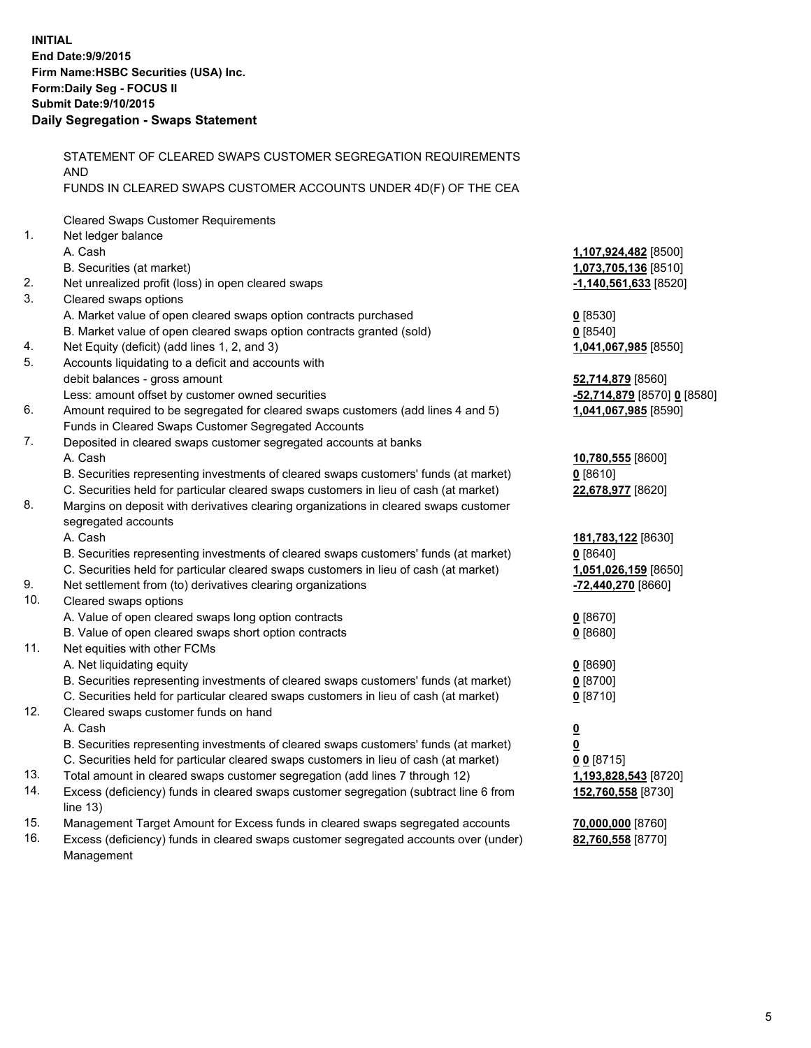**INITIAL**
**End Date:9/9/2015**
**Firm Name:HSBC Securities (USA) Inc.**
**Form:Daily Seg - FOCUS II**
**Submit Date:9/10/2015**
**Daily Segregation - Swaps Statement**

STATEMENT OF CLEARED SWAPS CUSTOMER SEGREGATION REQUIREMENTS AND FUNDS IN CLEARED SWAPS CUSTOMER ACCOUNTS UNDER 4D(F) OF THE CEA

| | | |
|---|---|---|
| | Cleared Swaps Customer Requirements | |
| 1. | Net ledger balance | |
| | A. Cash | **1,107,924,482** [8500] |
| | B. Securities (at market) | **1,073,705,136** [8510] |
| 2. | Net unrealized profit (loss) in open cleared swaps | **-1,140,561,633** [8520] |
| 3. | Cleared swaps options | |
| | A. Market value of open cleared swaps option contracts purchased | **0** [8530] |
| | B. Market value of open cleared swaps option contracts granted (sold) | **0** [8540] |
| 4. | Net Equity (deficit) (add lines 1, 2, and 3) | **1,041,067,985** [8550] |
| 5. | Accounts liquidating to a deficit and accounts with debit balances - gross amount | **52,714,879** [8560] |
| | Less: amount offset by customer owned securities | **-52,714,879** [8570] **0** [8580] |
| 6. | Amount required to be segregated for cleared swaps customers (add lines 4 and 5) | **1,041,067,985** [8590] |
| | Funds in Cleared Swaps Customer Segregated Accounts | |
| 7. | Deposited in cleared swaps customer segregated accounts at banks | |
| | A. Cash | **10,780,555** [8600] |
| | B. Securities representing investments of cleared swaps customers' funds (at market) | **0** [8610] |
| | C. Securities held for particular cleared swaps customers in lieu of cash (at market) | **22,678,977** [8620] |
| 8. | Margins on deposit with derivatives clearing organizations in cleared swaps customer segregated accounts | |
| | A. Cash | **181,783,122** [8630] |
| | B. Securities representing investments of cleared swaps customers' funds (at market) | **0** [8640] |
| | C. Securities held for particular cleared swaps customers in lieu of cash (at market) | **1,051,026,159** [8650] |
| 9. | Net settlement from (to) derivatives clearing organizations | **-72,440,270** [8660] |
| 10. | Cleared swaps options | |
| | A. Value of open cleared swaps long option contracts | **0** [8670] |
| | B. Value of open cleared swaps short option contracts | **0** [8680] |
| 11. | Net equities with other FCMs | |
| | A. Net liquidating equity | **0** [8690] |
| | B. Securities representing investments of cleared swaps customers' funds (at market) | **0** [8700] |
| | C. Securities held for particular cleared swaps customers in lieu of cash (at market) | **0** [8710] |
| 12. | Cleared swaps customer funds on hand | |
| | A. Cash | **0** |
| | B. Securities representing investments of cleared swaps customers' funds (at market) | **0** |
| | C. Securities held for particular cleared swaps customers in lieu of cash (at market) | **0** **0** [8715] |
| 13. | Total amount in cleared swaps customer segregation (add lines 7 through 12) | **1,193,828,543** [8720] |
| 14. | Excess (deficiency) funds in cleared swaps customer segregation (subtract line 6 from line 13) | **152,760,558** [8730] |
| 15. | Management Target Amount for Excess funds in cleared swaps segregated accounts | **70,000,000** [8760] |
| 16. | Excess (deficiency) funds in cleared swaps customer segregated accounts over (under) Management | **82,760,558** [8770] |